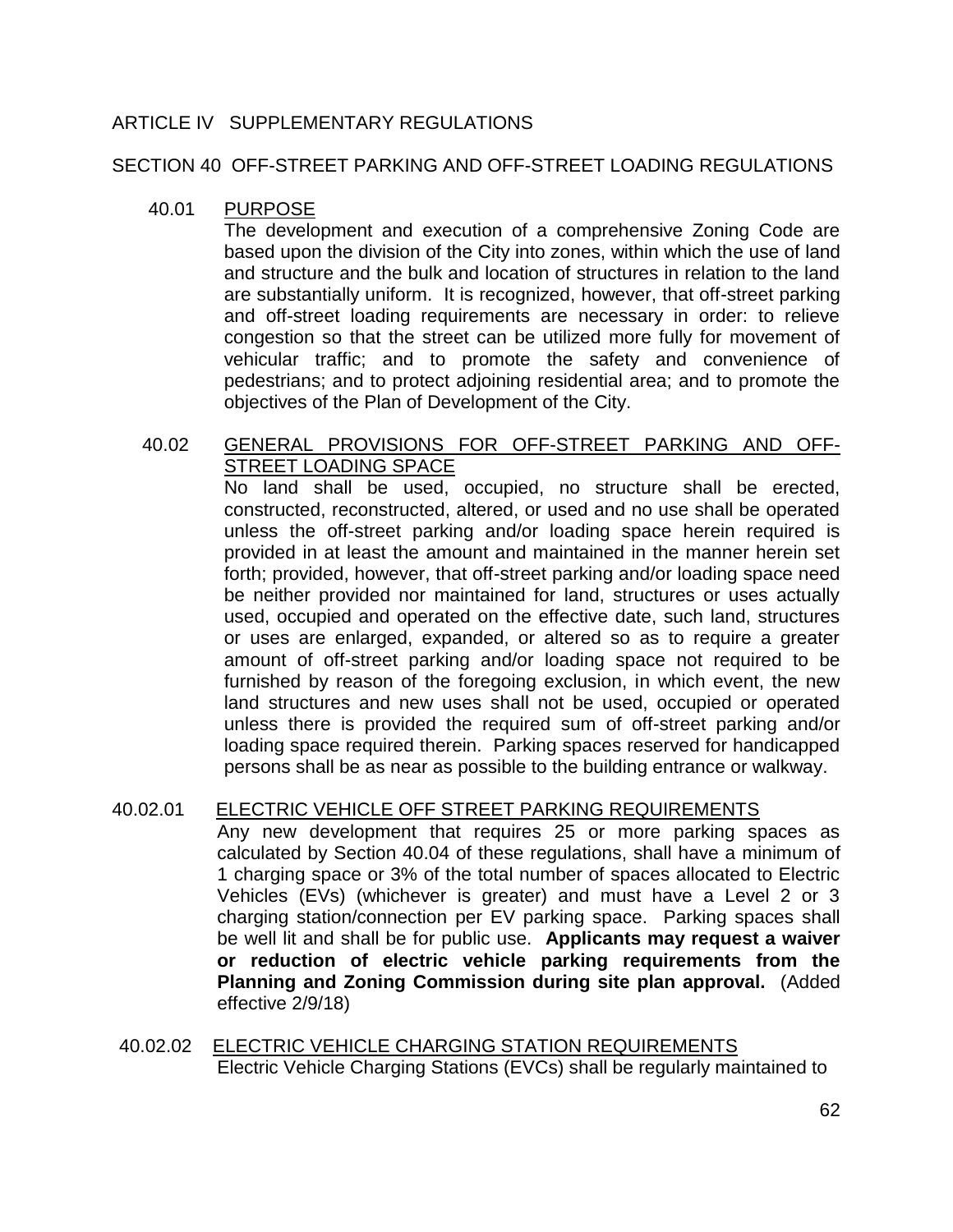# ARTICLE IV SUPPLEMENTARY REGULATIONS

## SECTION 40 OFF-STREET PARKING AND OFF-STREET LOADING REGULATIONS

### 40.01 PURPOSE

The development and execution of a comprehensive Zoning Code are based upon the division of the City into zones, within which the use of land and structure and the bulk and location of structures in relation to the land are substantially uniform. It is recognized, however, that off-street parking and off-street loading requirements are necessary in order: to relieve congestion so that the street can be utilized more fully for movement of vehicular traffic; and to promote the safety and convenience of pedestrians; and to protect adjoining residential area; and to promote the objectives of the Plan of Development of the City.

### 40.02 GENERAL PROVISIONS FOR OFF-STREET PARKING AND OFF-STREET LOADING SPACE

No land shall be used, occupied, no structure shall be erected, constructed, reconstructed, altered, or used and no use shall be operated unless the off-street parking and/or loading space herein required is provided in at least the amount and maintained in the manner herein set forth; provided, however, that off-street parking and/or loading space need be neither provided nor maintained for land, structures or uses actually used, occupied and operated on the effective date, such land, structures or uses are enlarged, expanded, or altered so as to require a greater amount of off-street parking and/or loading space not required to be furnished by reason of the foregoing exclusion, in which event, the new land structures and new uses shall not be used, occupied or operated unless there is provided the required sum of off-street parking and/or loading space required therein. Parking spaces reserved for handicapped persons shall be as near as possible to the building entrance or walkway.

### 40.02.01 ELECTRIC VEHICLE OFF STREET PARKING REQUIREMENTS

Any new development that requires 25 or more parking spaces as calculated by Section 40.04 of these regulations, shall have a minimum of 1 charging space or 3% of the total number of spaces allocated to Electric Vehicles (EVs) (whichever is greater) and must have a Level 2 or 3 charging station/connection per EV parking space. Parking spaces shall be well lit and shall be for public use. **Applicants may request a waiver or reduction of electric vehicle parking requirements from the Planning and Zoning Commission during site plan approval.** (Added effective 2/9/18)

### 40.02.02 ELECTRIC VEHICLE CHARGING STATION REQUIREMENTS

Electric Vehicle Charging Stations (EVCs) shall be regularly maintained to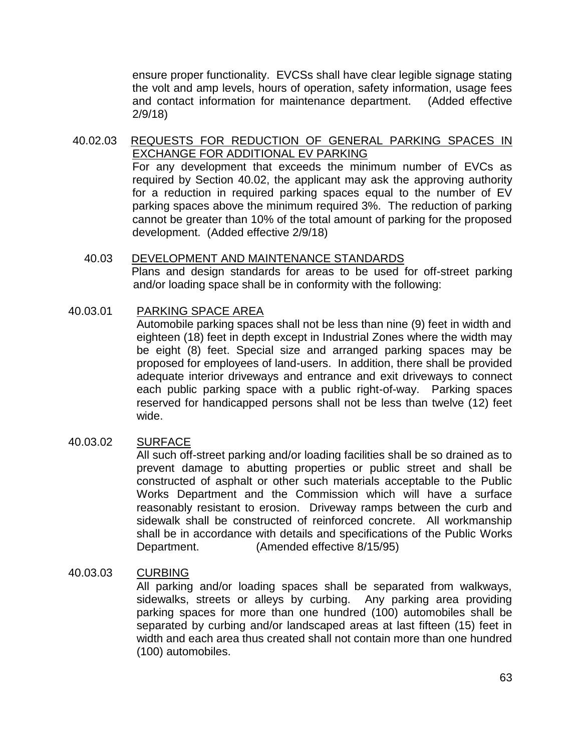ensure proper functionality. EVCSs shall have clear legible signage stating the volt and amp levels, hours of operation, safety information, usage fees and contact information for maintenance department. (Added effective 2/9/18)

40.02.03 <u>REQUESTS FOR REDUCTION OF GENERAL PARKING SPACES IN EXCHANGE FOR ADDITIONAL EV PARKING</u>

For any development that exceeds the minimum number of EVCs as required by Section 40.02, the applicant may ask the approving authority for a reduction in required parking spaces equal to the number of EV parking spaces above the minimum required 3%. The reduction of parking cannot be greater than 10% of the total amount of parking for the proposed development. (Added effective 2/9/18)

40.03 <u>DEVELOPMENT AND MAINTENANCE STANDARDS</u>

Plans and design standards for areas to be used for off-street parking and/or loading space shall be in conformity with the following:

40.03.01 <u>PARKING SPACE AREA</u>

Automobile parking spaces shall not be less than nine (9) feet in width and eighteen (18) feet in depth except in Industrial Zones where the width may be eight (8) feet. Special size and arranged parking spaces may be proposed for employees of land-users. In addition, there shall be provided adequate interior driveways and entrance and exit driveways to connect each public parking space with a public right-of-way. Parking spaces reserved for handicapped persons shall not be less than twelve (12) feet wide.

40.03.02 <u>SURFACE</u>

All such off-street parking and/or loading facilities shall be so drained as to prevent damage to abutting properties or public street and shall be constructed of asphalt or other such materials acceptable to the Public Works Department and the Commission which will have a surface reasonably resistant to erosion. Driveway ramps between the curb and sidewalk shall be constructed of reinforced concrete. All workmanship shall be in accordance with details and specifications of the Public Works Department. (Amended effective 8/15/95)

40.03.03 <u>CURBING</u>

All parking and/or loading spaces shall be separated from walkways, sidewalks, streets or alleys by curbing. Any parking area providing parking spaces for more than one hundred (100) automobiles shall be separated by curbing and/or landscaped areas at last fifteen (15) feet in width and each area thus created shall not contain more than one hundred (100) automobiles.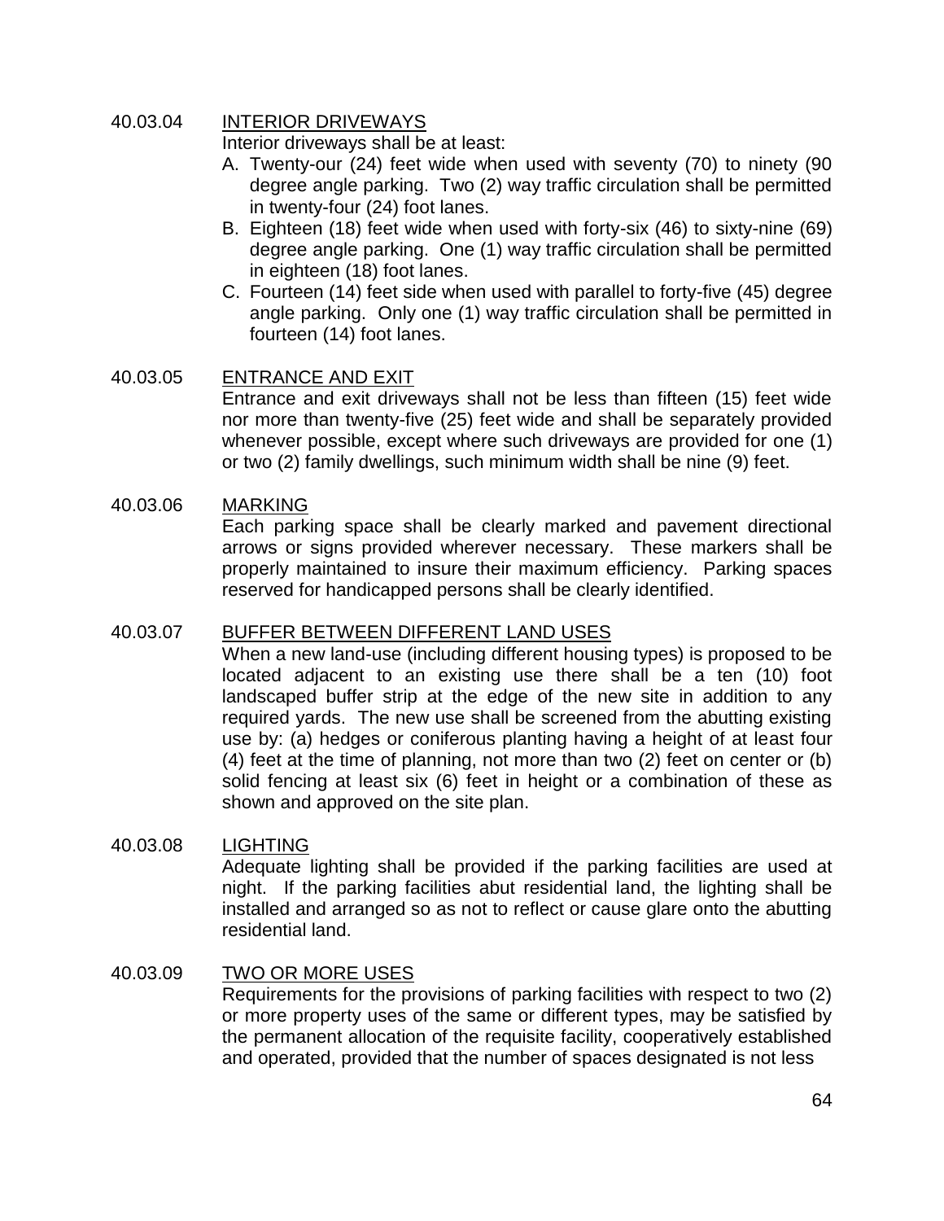## 40.03.04 INTERIOR DRIVEWAYS

Interior driveways shall be at least:

A. Twenty-our (24) feet wide when used with seventy (70) to ninety (90 degree angle parking. Two (2) way traffic circulation shall be permitted in twenty-four (24) foot lanes.
B. Eighteen (18) feet wide when used with forty-six (46) to sixty-nine (69) degree angle parking. One (1) way traffic circulation shall be permitted in eighteen (18) foot lanes.
C. Fourteen (14) feet side when used with parallel to forty-five (45) degree angle parking. Only one (1) way traffic circulation shall be permitted in fourteen (14) foot lanes.

## 40.03.05 ENTRANCE AND EXIT

Entrance and exit driveways shall not be less than fifteen (15) feet wide nor more than twenty-five (25) feet wide and shall be separately provided whenever possible, except where such driveways are provided for one (1) or two (2) family dwellings, such minimum width shall be nine (9) feet.

## 40.03.06 MARKING

Each parking space shall be clearly marked and pavement directional arrows or signs provided wherever necessary. These markers shall be properly maintained to insure their maximum efficiency. Parking spaces reserved for handicapped persons shall be clearly identified.

## 40.03.07 BUFFER BETWEEN DIFFERENT LAND USES

When a new land-use (including different housing types) is proposed to be located adjacent to an existing use there shall be a ten (10) foot landscaped buffer strip at the edge of the new site in addition to any required yards. The new use shall be screened from the abutting existing use by: (a) hedges or coniferous planting having a height of at least four (4) feet at the time of planning, not more than two (2) feet on center or (b) solid fencing at least six (6) feet in height or a combination of these as shown and approved on the site plan.

## 40.03.08 LIGHTING

Adequate lighting shall be provided if the parking facilities are used at night. If the parking facilities abut residential land, the lighting shall be installed and arranged so as not to reflect or cause glare onto the abutting residential land.

## 40.03.09 TWO OR MORE USES

Requirements for the provisions of parking facilities with respect to two (2) or more property uses of the same or different types, may be satisfied by the permanent allocation of the requisite facility, cooperatively established and operated, provided that the number of spaces designated is not less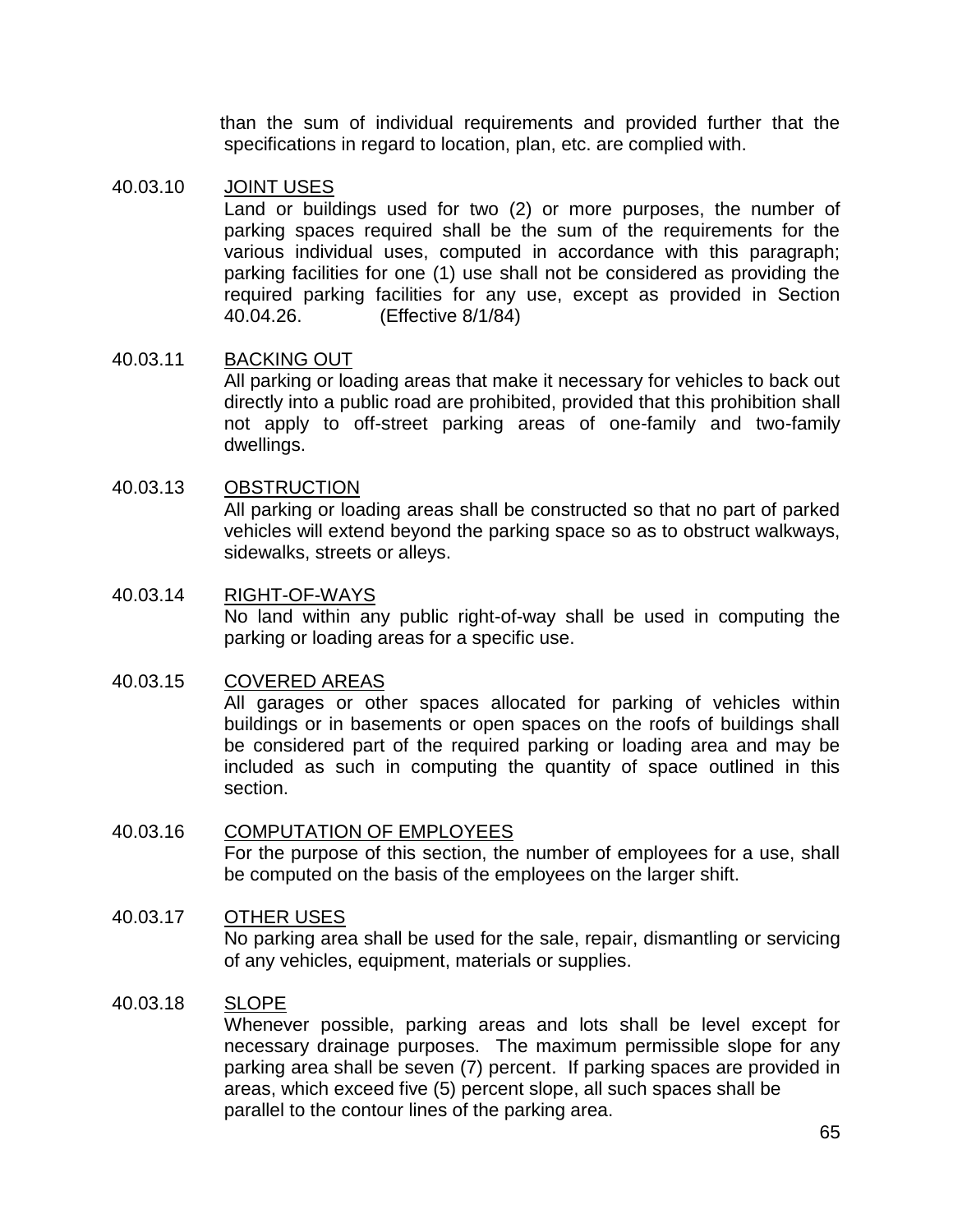than the sum of individual requirements and provided further that the specifications in regard to location, plan, etc. are complied with.

40.03.10 JOINT USES

Land or buildings used for two (2) or more purposes, the number of parking spaces required shall be the sum of the requirements for the various individual uses, computed in accordance with this paragraph; parking facilities for one (1) use shall not be considered as providing the required parking facilities for any use, except as provided in Section 40.04.26. (Effective 8/1/84)

40.03.11 BACKING OUT

All parking or loading areas that make it necessary for vehicles to back out directly into a public road are prohibited, provided that this prohibition shall not apply to off-street parking areas of one-family and two-family dwellings.

40.03.13 OBSTRUCTION

All parking or loading areas shall be constructed so that no part of parked vehicles will extend beyond the parking space so as to obstruct walkways, sidewalks, streets or alleys.

40.03.14 RIGHT-OF-WAYS

No land within any public right-of-way shall be used in computing the parking or loading areas for a specific use.

40.03.15 COVERED AREAS

All garages or other spaces allocated for parking of vehicles within buildings or in basements or open spaces on the roofs of buildings shall be considered part of the required parking or loading area and may be included as such in computing the quantity of space outlined in this section.

40.03.16 COMPUTATION OF EMPLOYEES

For the purpose of this section, the number of employees for a use, shall be computed on the basis of the employees on the larger shift.

40.03.17 OTHER USES

No parking area shall be used for the sale, repair, dismantling or servicing of any vehicles, equipment, materials or supplies.

40.03.18 SLOPE

Whenever possible, parking areas and lots shall be level except for necessary drainage purposes. The maximum permissible slope for any parking area shall be seven (7) percent. If parking spaces are provided in areas, which exceed five (5) percent slope, all such spaces shall be parallel to the contour lines of the parking area.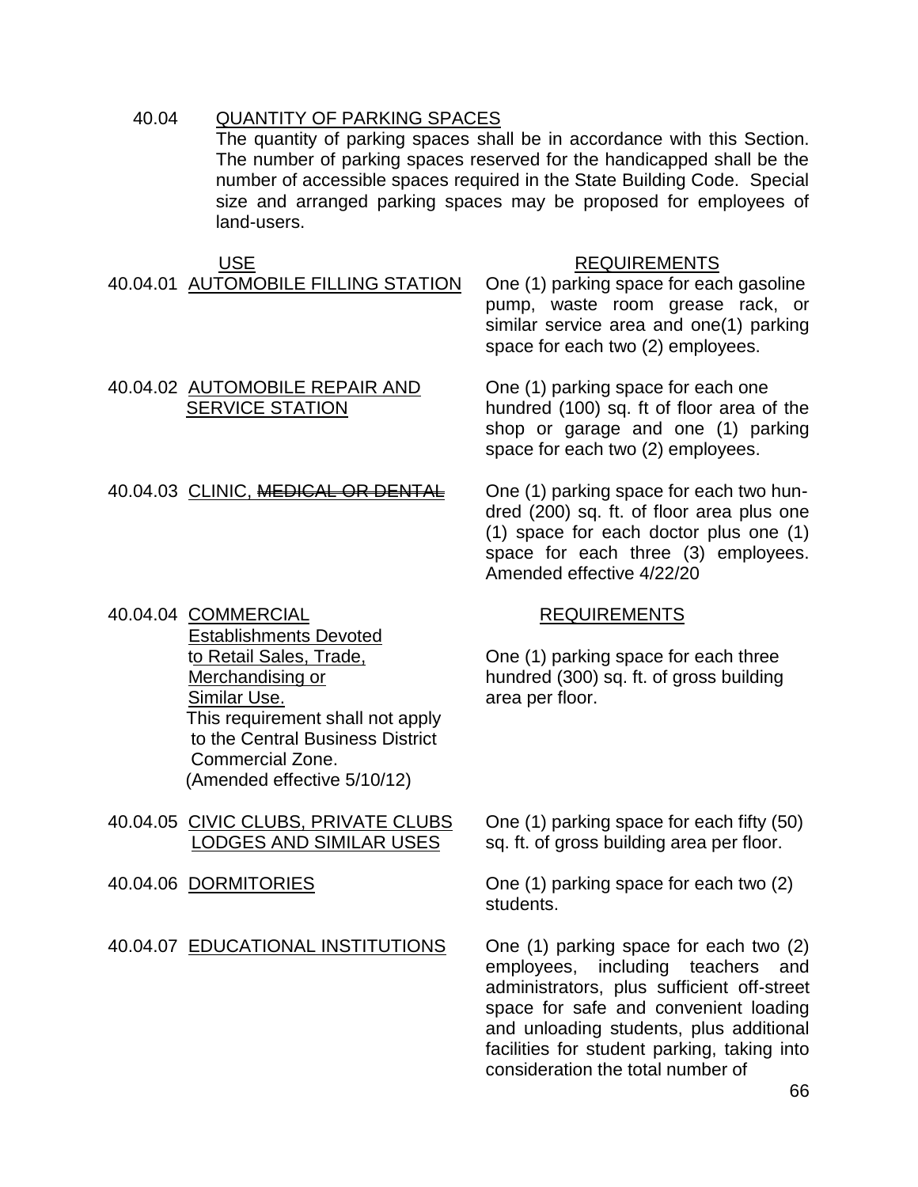40.04 <u>QUANTITY OF PARKING SPACES</u>

The quantity of parking spaces shall be in accordance with this Section. The number of parking spaces reserved for the handicapped shall be the number of accessible spaces required in the State Building Code. Special size and arranged parking spaces may be proposed for employees of land-users.

| USE | REQUIREMENTS |
|---|---|
| 40.04.01 <u>AUTOMOBILE FILLING STATION</u> | One (1) parking space for each gasoline pump, waste room grease rack, or similar service area and one(1) parking space for each two (2) employees. |
| 40.04.02 <u>AUTOMOBILE REPAIR AND SERVICE STATION</u> | One (1) parking space for each one hundred (100) sq. ft of floor area of the shop or garage and one (1) parking space for each two (2) employees. |
| 40.04.03 <u>CLINIC,</u> ~~MEDICAL OR DENTAL~~ | One (1) parking space for each two hundred (200) sq. ft. of floor area plus one (1) space for each doctor plus one (1) space for each three (3) employees. Amended effective 4/22/20 |
| 40.04.04 <u>COMMERCIAL Establishments Devoted to Retail Sales, Trade, Merchandising or Similar Use.</u> This requirement shall not apply to the Central Business District Commercial Zone. (Amended effective 5/10/12) | <u>REQUIREMENTS</u><br>One (1) parking space for each three hundred (300) sq. ft. of gross building area per floor. |
| 40.04.05 <u>CIVIC CLUBS, PRIVATE CLUBS LODGES AND SIMILAR USES</u> | One (1) parking space for each fifty (50) sq. ft. of gross building area per floor. |
| 40.04.06 <u>DORMITORIES</u> | One (1) parking space for each two (2) students. |
| 40.04.07 <u>EDUCATIONAL INSTITUTIONS</u> | One (1) parking space for each two (2) employees, including teachers and administrators, plus sufficient off-street space for safe and convenient loading and unloading students, plus additional facilities for student parking, taking into consideration the total number of |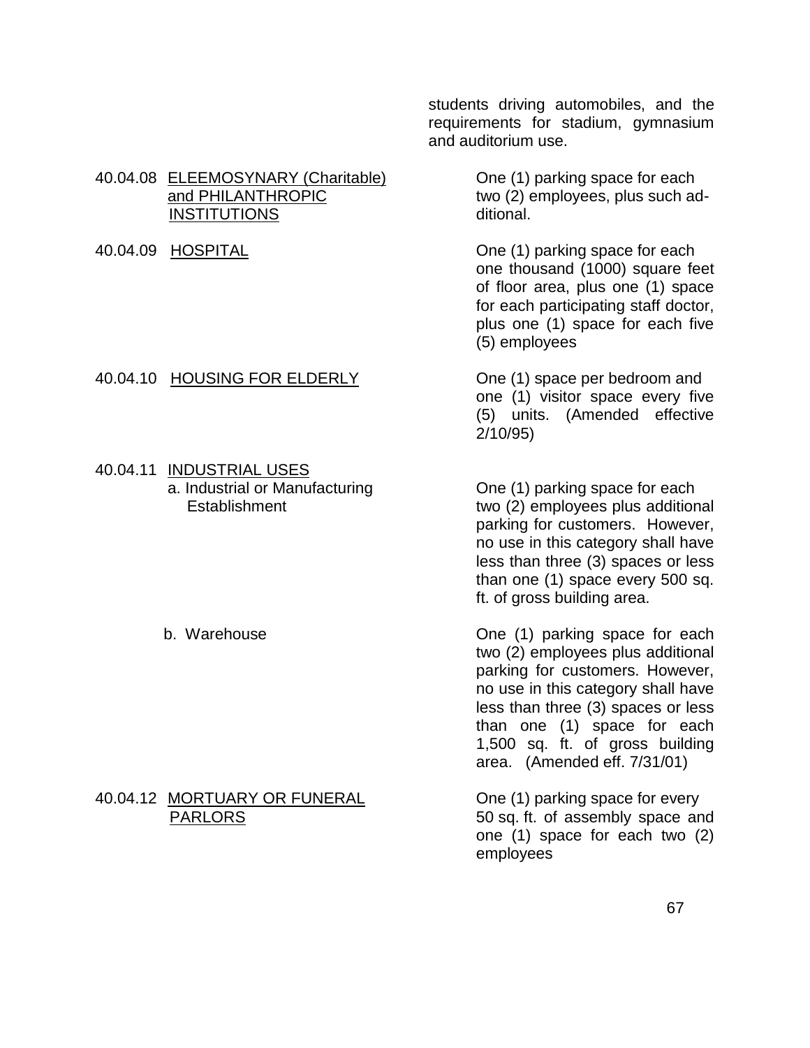students driving automobiles, and the requirements for stadium, gymnasium and auditorium use.

| Section | Use | Requirement |
| --- | --- | --- |
| 40.04.08 | <u>ELEEMOSYNARY (Charitable) and PHILANTHROPIC INSTITUTIONS</u> | One (1) parking space for each two (2) employees, plus such additional. |
| 40.04.09 | <u>HOSPITAL</u> | One (1) parking space for each one thousand (1000) square feet of floor area, plus one (1) space for each participating staff doctor, plus one (1) space for each five (5) employees |
| 40.04.10 | <u>HOUSING FOR ELDERLY</u> | One (1) space per bedroom and one (1) visitor space every five (5) units. (Amended effective 2/10/95) |
| 40.04.11 | <u>INDUSTRIAL USES</u> | |
| | a. Industrial or Manufacturing Establishment | One (1) parking space for each two (2) employees plus additional parking for customers. However, no use in this category shall have less than three (3) spaces or less than one (1) space every 500 sq. ft. of gross building area. |
| | b. Warehouse | One (1) parking space for each two (2) employees plus additional parking for customers. However, no use in this category shall have less than three (3) spaces or less than one (1) space for each 1,500 sq. ft. of gross building area. (Amended eff. 7/31/01) |
| 40.04.12 | <u>MORTUARY OR FUNERAL PARLORS</u> | One (1) parking space for every 50 sq. ft. of assembly space and one (1) space for each two (2) employees |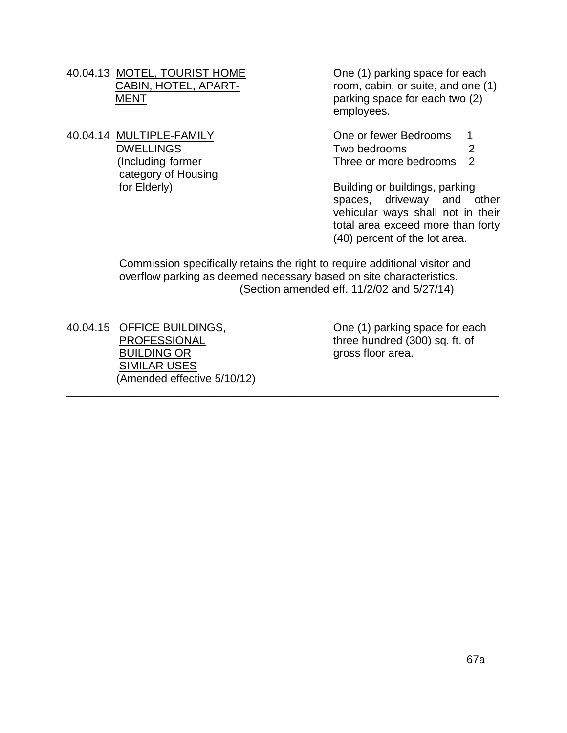40.04.13 <u>MOTEL, TOURIST HOME CABIN, HOTEL, APARTMENT</u>

One (1) parking space for each room, cabin, or suite, and one (1) parking space for each two (2) employees.

40.04.14 <u>MULTIPLE-FAMILY DWELLINGS</u> (Including former category of Housing for Elderly)

| | |
|---|---|
| One or fewer Bedrooms | 1 |
| Two bedrooms | 2 |
| Three or more bedrooms | 2 |

Building or buildings, parking spaces, driveway and other vehicular ways shall not in their total area exceed more than forty (40) percent of the lot area.

Commission specifically retains the right to require additional visitor and overflow parking as deemed necessary based on site characteristics.
(Section amended eff. 11/2/02 and 5/27/14)

40.04.15 <u>OFFICE BUILDINGS, PROFESSIONAL BUILDING OR SIMILAR USES</u>
(Amended effective 5/10/12)

One (1) parking space for each three hundred (300) sq. ft. of gross floor area.

---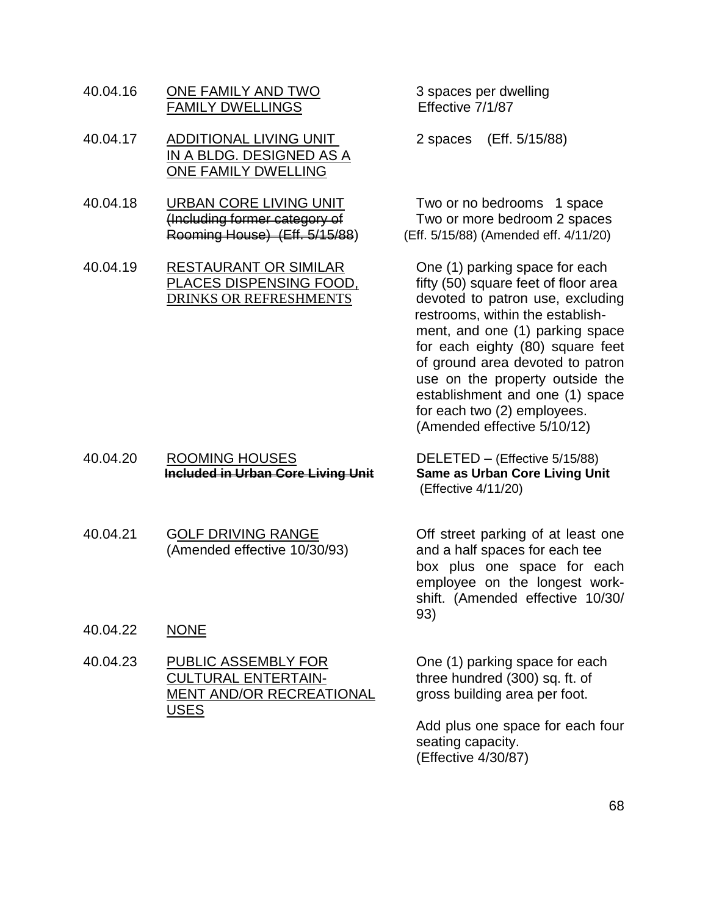40.04.16 ONE FAMILY AND TWO FAMILY DWELLINGS — 3 spaces per dwelling Effective 7/1/87

40.04.17 ADDITIONAL LIVING UNIT IN A BLDG. DESIGNED AS A ONE FAMILY DWELLING — 2 spaces (Eff. 5/15/88)

40.04.18 URBAN CORE LIVING UNIT ~~(Including former category of Rooming House) (Eff. 5/15/88)~~ — Two or no bedrooms 1 space Two or more bedroom 2 spaces (Eff. 5/15/88) (Amended eff. 4/11/20)

40.04.19 RESTAURANT OR SIMILAR PLACES DISPENSING FOOD, DRINKS OR REFRESHMENTS — One (1) parking space for each fifty (50) square feet of floor area devoted to patron use, excluding restrooms, within the establishment, and one (1) parking space for each eighty (80) square feet of ground area devoted to patron use on the property outside the establishment and one (1) space for each two (2) employees. (Amended effective 5/10/12)

40.04.20 ROOMING HOUSES **~~Included in Urban Core Living Unit~~** — DELETED – (Effective 5/15/88) **Same as Urban Core Living Unit** (Effective 4/11/20)

40.04.21 GOLF DRIVING RANGE (Amended effective 10/30/93) — Off street parking of at least one and a half spaces for each tee box plus one space for each employee on the longest work-shift. (Amended effective 10/30/93)

40.04.22 NONE

40.04.23 PUBLIC ASSEMBLY FOR CULTURAL ENTERTAINMENT AND/OR RECREATIONAL USES — One (1) parking space for each three hundred (300) sq. ft. of gross building area per foot.

Add plus one space for each four seating capacity. (Effective 4/30/87)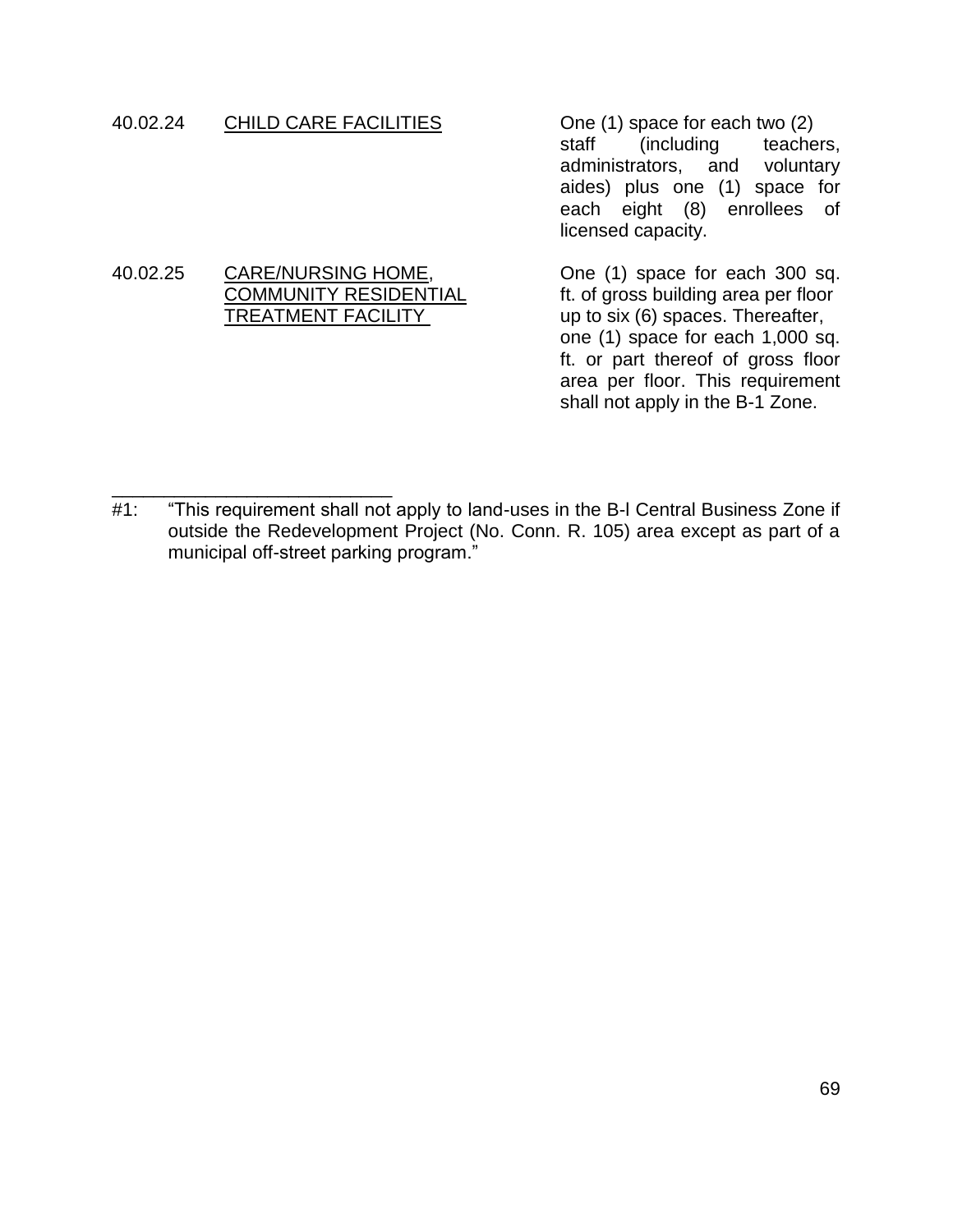| | | |
|---|---|---|
| 40.02.24 | <u>CHILD CARE FACILITIES</u> | One (1) space for each two (2) staff (including teachers, administrators, and voluntary aides) plus one (1) space for each eight (8) enrollees of licensed capacity. |
| 40.02.25 | <u>CARE/NURSING HOME</u>, <u>COMMUNITY RESIDENTIAL TREATMENT FACILITY</u> | One (1) space for each 300 sq. ft. of gross building area per floor up to six (6) spaces. Thereafter, one (1) space for each 1,000 sq. ft. or part thereof of gross floor area per floor. This requirement shall not apply in the B-1 Zone. |

---

#1: "This requirement shall not apply to land-uses in the B-l Central Business Zone if outside the Redevelopment Project (No. Conn. R. 105) area except as part of a municipal off-street parking program."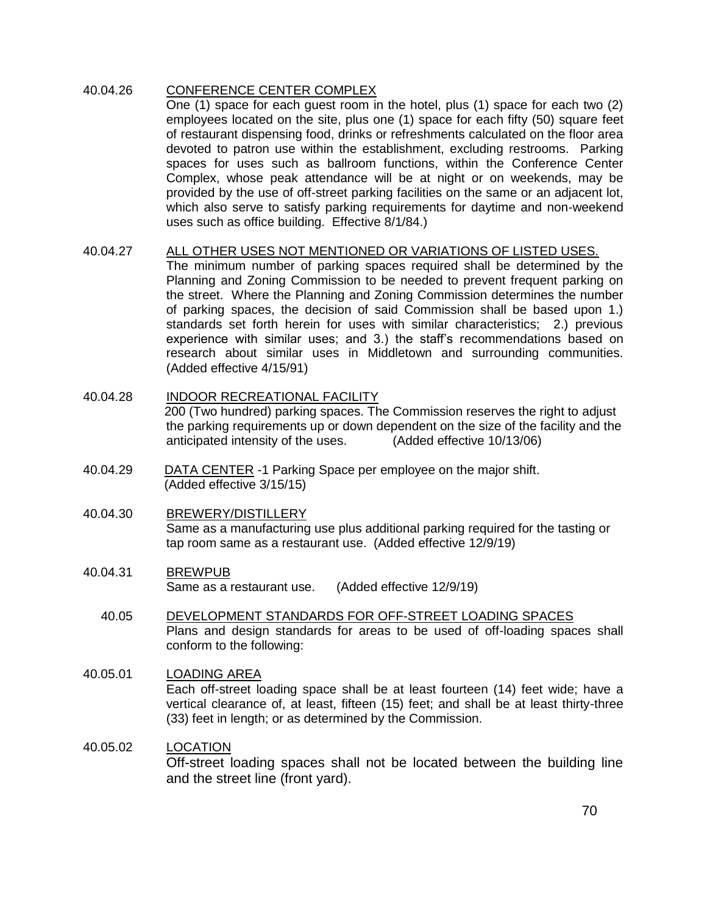40.04.26 <u>CONFERENCE CENTER COMPLEX</u>

One (1) space for each guest room in the hotel, plus (1) space for each two (2) employees located on the site, plus one (1) space for each fifty (50) square feet of restaurant dispensing food, drinks or refreshments calculated on the floor area devoted to patron use within the establishment, excluding restrooms. Parking spaces for uses such as ballroom functions, within the Conference Center Complex, whose peak attendance will be at night or on weekends, may be provided by the use of off-street parking facilities on the same or an adjacent lot, which also serve to satisfy parking requirements for daytime and non-weekend uses such as office building. Effective 8/1/84.)

40.04.27 <u>ALL OTHER USES NOT MENTIONED OR VARIATIONS OF LISTED USES.</u>

The minimum number of parking spaces required shall be determined by the Planning and Zoning Commission to be needed to prevent frequent parking on the street. Where the Planning and Zoning Commission determines the number of parking spaces, the decision of said Commission shall be based upon 1.) standards set forth herein for uses with similar characteristics; 2.) previous experience with similar uses; and 3.) the staff's recommendations based on research about similar uses in Middletown and surrounding communities. (Added effective 4/15/91)

40.04.28 <u>INDOOR RECREATIONAL FACILITY</u>

200 (Two hundred) parking spaces. The Commission reserves the right to adjust the parking requirements up or down dependent on the size of the facility and the anticipated intensity of the uses. (Added effective 10/13/06)

40.04.29 <u>DATA CENTER</u> -1 Parking Space per employee on the major shift. (Added effective 3/15/15)

40.04.30 <u>BREWERY/DISTILLERY</u>

Same as a manufacturing use plus additional parking required for the tasting or tap room same as a restaurant use. (Added effective 12/9/19)

40.04.31 <u>BREWPUB</u>

Same as a restaurant use. (Added effective 12/9/19)

40.05 <u>DEVELOPMENT STANDARDS FOR OFF-STREET LOADING SPACES</u>

Plans and design standards for areas to be used of off-loading spaces shall conform to the following:

40.05.01 <u>LOADING AREA</u>

Each off-street loading space shall be at least fourteen (14) feet wide; have a vertical clearance of, at least, fifteen (15) feet; and shall be at least thirty-three (33) feet in length; or as determined by the Commission.

40.05.02 <u>LOCATION</u>

Off-street loading spaces shall not be located between the building line and the street line (front yard).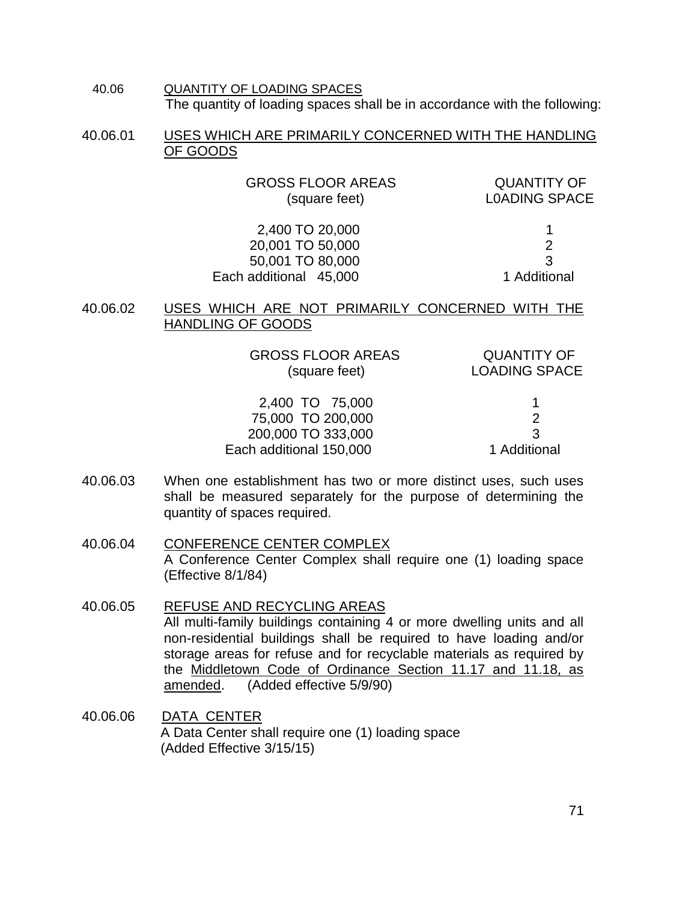40.06 QUANTITY OF LOADING SPACES

The quantity of loading spaces shall be in accordance with the following:

40.06.01 USES WHICH ARE PRIMARILY CONCERNED WITH THE HANDLING OF GOODS

| GROSS FLOOR AREAS (square feet) | QUANTITY OF L0ADING SPACE |
|---|---|
| 2,400 TO 20,000 | 1 |
| 20,001 TO 50,000 | 2 |
| 50,001 TO 80,000 | 3 |
| Each additional 45,000 | 1 Additional |

40.06.02 USES WHICH ARE NOT PRIMARILY CONCERNED WITH THE HANDLING OF GOODS

| GROSS FLOOR AREAS (square feet) | QUANTITY OF LOADING SPACE |
|---|---|
| 2,400 TO 75,000 | 1 |
| 75,000 TO 200,000 | 2 |
| 200,000 TO 333,000 | 3 |
| Each additional 150,000 | 1 Additional |

40.06.03 When one establishment has two or more distinct uses, such uses shall be measured separately for the purpose of determining the quantity of spaces required.

40.06.04 CONFERENCE CENTER COMPLEX

A Conference Center Complex shall require one (1) loading space (Effective 8/1/84)

40.06.05 REFUSE AND RECYCLING AREAS

All multi-family buildings containing 4 or more dwelling units and all non-residential buildings shall be required to have loading and/or storage areas for refuse and for recyclable materials as required by the Middletown Code of Ordinance Section 11.17 and 11.18, as amended. (Added effective 5/9/90)

40.06.06 DATA CENTER

A Data Center shall require one (1) loading space (Added Effective 3/15/15)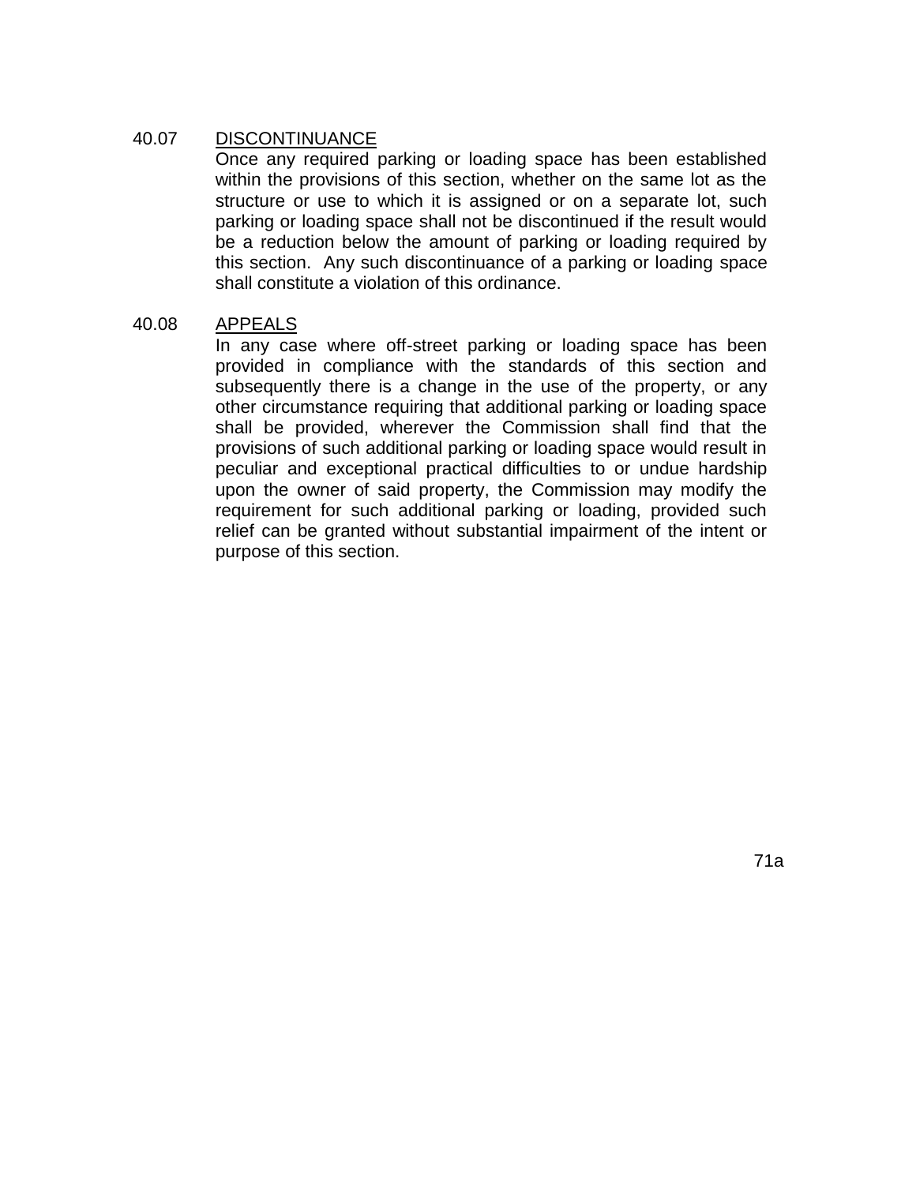### 40.07 DISCONTINUANCE

Once any required parking or loading space has been established within the provisions of this section, whether on the same lot as the structure or use to which it is assigned or on a separate lot, such parking or loading space shall not be discontinued if the result would be a reduction below the amount of parking or loading required by this section. Any such discontinuance of a parking or loading space shall constitute a violation of this ordinance.

### 40.08 APPEALS

In any case where off-street parking or loading space has been provided in compliance with the standards of this section and subsequently there is a change in the use of the property, or any other circumstance requiring that additional parking or loading space shall be provided, wherever the Commission shall find that the provisions of such additional parking or loading space would result in peculiar and exceptional practical difficulties to or undue hardship upon the owner of said property, the Commission may modify the requirement for such additional parking or loading, provided such relief can be granted without substantial impairment of the intent or purpose of this section.